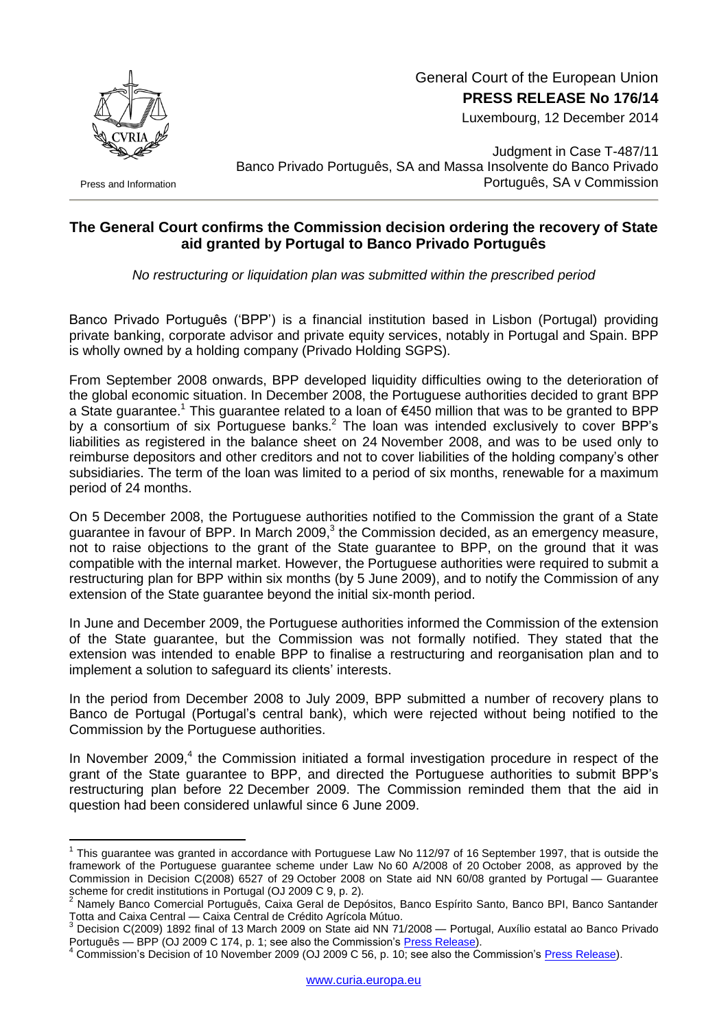General Court of the European Union
**PRESS RELEASE No 176/14**
Luxembourg, 12 December 2014

Press and Information

Judgment in Case T-487/11
Banco Privado Português, SA and Massa Insolvente do Banco Privado Português, SA v Commission

## The General Court confirms the Commission decision ordering the recovery of State aid granted by Portugal to Banco Privado Português

*No restructuring or liquidation plan was submitted within the prescribed period*

Banco Privado Português ('BPP') is a financial institution based in Lisbon (Portugal) providing private banking, corporate advisor and private equity services, notably in Portugal and Spain. BPP is wholly owned by a holding company (Privado Holding SGPS).

From September 2008 onwards, BPP developed liquidity difficulties owing to the deterioration of the global economic situation. In December 2008, the Portuguese authorities decided to grant BPP a State guarantee.[1] This guarantee related to a loan of €450 million that was to be granted to BPP by a consortium of six Portuguese banks.[2] The loan was intended exclusively to cover BPP's liabilities as registered in the balance sheet on 24 November 2008, and was to be used only to reimburse depositors and other creditors and not to cover liabilities of the holding company's other subsidiaries. The term of the loan was limited to a period of six months, renewable for a maximum period of 24 months.

On 5 December 2008, the Portuguese authorities notified to the Commission the grant of a State guarantee in favour of BPP. In March 2009,[3] the Commission decided, as an emergency measure, not to raise objections to the grant of the State guarantee to BPP, on the ground that it was compatible with the internal market. However, the Portuguese authorities were required to submit a restructuring plan for BPP within six months (by 5 June 2009), and to notify the Commission of any extension of the State guarantee beyond the initial six-month period.

In June and December 2009, the Portuguese authorities informed the Commission of the extension of the State guarantee, but the Commission was not formally notified. They stated that the extension was intended to enable BPP to finalise a restructuring and reorganisation plan and to implement a solution to safeguard its clients' interests.

In the period from December 2008 to July 2009, BPP submitted a number of recovery plans to Banco de Portugal (Portugal's central bank), which were rejected without being notified to the Commission by the Portuguese authorities.

In November 2009,[4] the Commission initiated a formal investigation procedure in respect of the grant of the State guarantee to BPP, and directed the Portuguese authorities to submit BPP's restructuring plan before 22 December 2009. The Commission reminded them that the aid in question had been considered unlawful since 6 June 2009.

---

[1] This guarantee was granted in accordance with Portuguese Law No 112/97 of 16 September 1997, that is outside the framework of the Portuguese guarantee scheme under Law No 60 A/2008 of 20 October 2008, as approved by the Commission in Decision C(2008) 6527 of 29 October 2008 on State aid NN 60/08 granted by Portugal — Guarantee scheme for credit institutions in Portugal (OJ 2009 C 9, p. 2).

[2] Namely Banco Comercial Português, Caixa Geral de Depósitos, Banco Espírito Santo, Banco BPI, Banco Santander Totta and Caixa Central — Caixa Central de Crédito Agrícola Mútuo.

[3] Decision C(2009) 1892 final of 13 March 2009 on State aid NN 71/2008 — Portugal, Auxílio estatal ao Banco Privado Português — BPP (OJ 2009 C 174, p. 1; see also the Commission's Press Release).

[4] Commission's Decision of 10 November 2009 (OJ 2009 C 56, p. 10; see also the Commission's Press Release).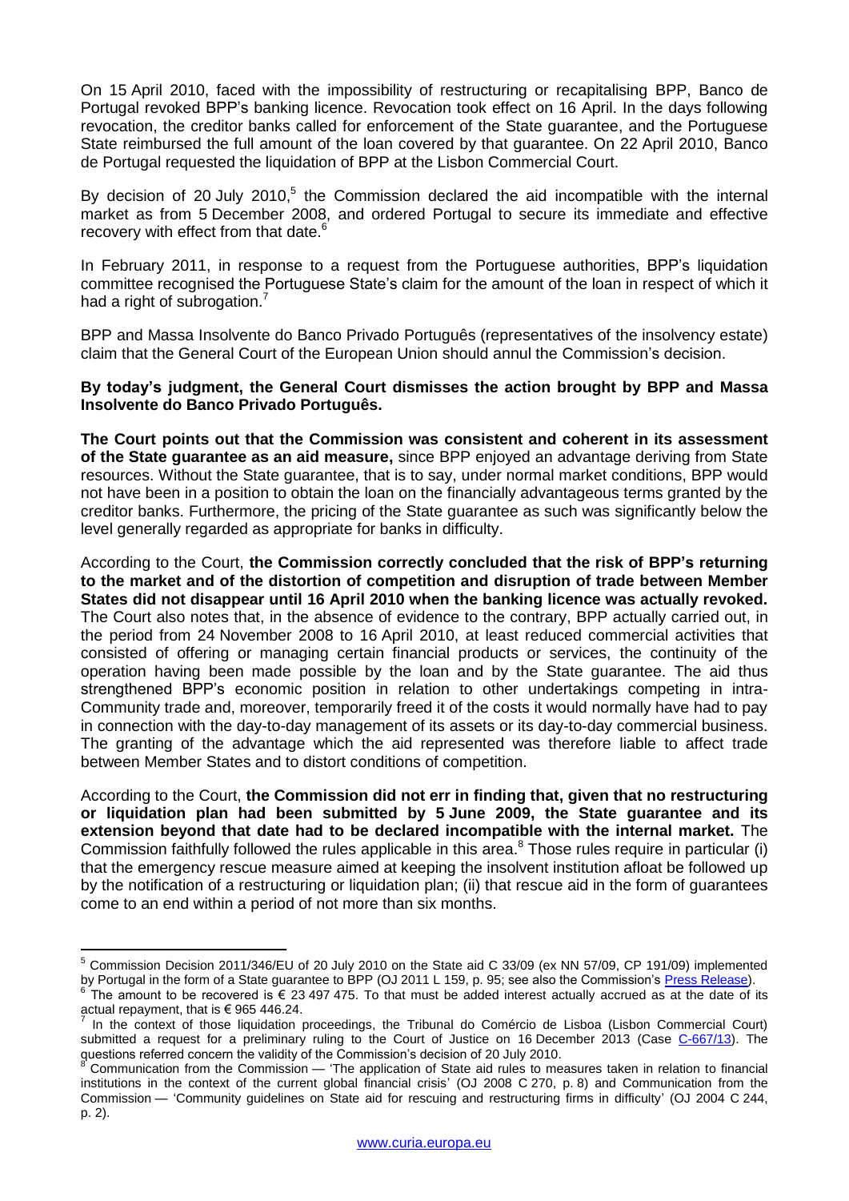On 15 April 2010, faced with the impossibility of restructuring or recapitalising BPP, Banco de Portugal revoked BPP's banking licence. Revocation took effect on 16 April. In the days following revocation, the creditor banks called for enforcement of the State guarantee, and the Portuguese State reimbursed the full amount of the loan covered by that guarantee. On 22 April 2010, Banco de Portugal requested the liquidation of BPP at the Lisbon Commercial Court.

By decision of 20 July 2010,[5] the Commission declared the aid incompatible with the internal market as from 5 December 2008, and ordered Portugal to secure its immediate and effective recovery with effect from that date.[6]

In February 2011, in response to a request from the Portuguese authorities, BPP's liquidation committee recognised the Portuguese State's claim for the amount of the loan in respect of which it had a right of subrogation.[7]

BPP and Massa Insolvente do Banco Privado Português (representatives of the insolvency estate) claim that the General Court of the European Union should annul the Commission's decision.

**By today's judgment, the General Court dismisses the action brought by BPP and Massa Insolvente do Banco Privado Português.**

**The Court points out that the Commission was consistent and coherent in its assessment of the State guarantee as an aid measure,** since BPP enjoyed an advantage deriving from State resources. Without the State guarantee, that is to say, under normal market conditions, BPP would not have been in a position to obtain the loan on the financially advantageous terms granted by the creditor banks. Furthermore, the pricing of the State guarantee as such was significantly below the level generally regarded as appropriate for banks in difficulty.

According to the Court, **the Commission correctly concluded that the risk of BPP's returning to the market and of the distortion of competition and disruption of trade between Member States did not disappear until 16 April 2010 when the banking licence was actually revoked.** The Court also notes that, in the absence of evidence to the contrary, BPP actually carried out, in the period from 24 November 2008 to 16 April 2010, at least reduced commercial activities that consisted of offering or managing certain financial products or services, the continuity of the operation having been made possible by the loan and by the State guarantee. The aid thus strengthened BPP's economic position in relation to other undertakings competing in intra-Community trade and, moreover, temporarily freed it of the costs it would normally have had to pay in connection with the day-to-day management of its assets or its day-to-day commercial business. The granting of the advantage which the aid represented was therefore liable to affect trade between Member States and to distort conditions of competition.

According to the Court, **the Commission did not err in finding that, given that no restructuring or liquidation plan had been submitted by 5 June 2009, the State guarantee and its extension beyond that date had to be declared incompatible with the internal market.** The Commission faithfully followed the rules applicable in this area.[8] Those rules require in particular (i) that the emergency rescue measure aimed at keeping the insolvent institution afloat be followed up by the notification of a restructuring or liquidation plan; (ii) that rescue aid in the form of guarantees come to an end within a period of not more than six months.

---

[5] Commission Decision 2011/346/EU of 20 July 2010 on the State aid C 33/09 (ex NN 57/09, CP 191/09) implemented by Portugal in the form of a State guarantee to BPP (OJ 2011 L 159, p. 95; see also the Commission's Press Release).

[6] The amount to be recovered is € 23 497 475. To that must be added interest actually accrued as at the date of its actual repayment, that is € 965 446.24.

[7] In the context of those liquidation proceedings, the Tribunal do Comércio de Lisboa (Lisbon Commercial Court) submitted a request for a preliminary ruling to the Court of Justice on 16 December 2013 (Case C-667/13). The questions referred concern the validity of the Commission's decision of 20 July 2010.

[8] Communication from the Commission — 'The application of State aid rules to measures taken in relation to financial institutions in the context of the current global financial crisis' (OJ 2008 C 270, p. 8) and Communication from the Commission — 'Community guidelines on State aid for rescuing and restructuring firms in difficulty' (OJ 2004 C 244, p. 2).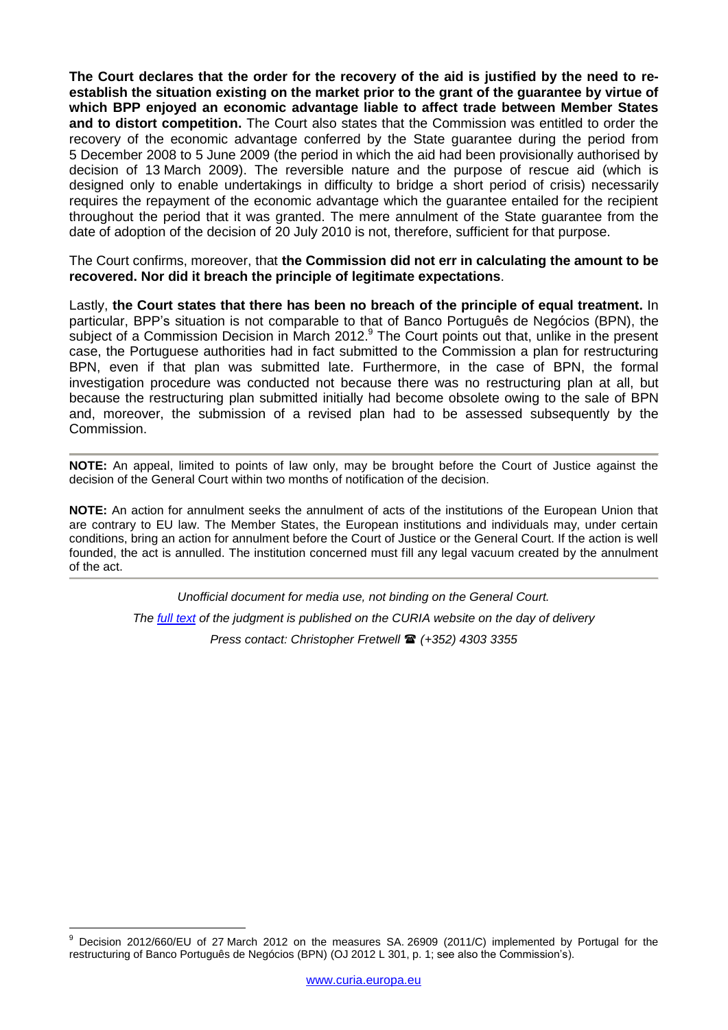**The Court declares that the order for the recovery of the aid is justified by the need to re-establish the situation existing on the market prior to the grant of the guarantee by virtue of which BPP enjoyed an economic advantage liable to affect trade between Member States and to distort competition.** The Court also states that the Commission was entitled to order the recovery of the economic advantage conferred by the State guarantee during the period from 5 December 2008 to 5 June 2009 (the period in which the aid had been provisionally authorised by decision of 13 March 2009). The reversible nature and the purpose of rescue aid (which is designed only to enable undertakings in difficulty to bridge a short period of crisis) necessarily requires the repayment of the economic advantage which the guarantee entailed for the recipient throughout the period that it was granted. The mere annulment of the State guarantee from the date of adoption of the decision of 20 July 2010 is not, therefore, sufficient for that purpose.

The Court confirms, moreover, that **the Commission did not err in calculating the amount to be recovered. Nor did it breach the principle of legitimate expectations**.

Lastly, **the Court states that there has been no breach of the principle of equal treatment.** In particular, BPP's situation is not comparable to that of Banco Português de Negócios (BPN), the subject of a Commission Decision in March 2012.[9] The Court points out that, unlike in the present case, the Portuguese authorities had in fact submitted to the Commission a plan for restructuring BPN, even if that plan was submitted late. Furthermore, in the case of BPN, the formal investigation procedure was conducted not because there was no restructuring plan at all, but because the restructuring plan submitted initially had become obsolete owing to the sale of BPN and, moreover, the submission of a revised plan had to be assessed subsequently by the Commission.

---

**NOTE:** An appeal, limited to points of law only, may be brought before the Court of Justice against the decision of the General Court within two months of notification of the decision.

**NOTE:** An action for annulment seeks the annulment of acts of the institutions of the European Union that are contrary to EU law. The Member States, the European institutions and individuals may, under certain conditions, bring an action for annulment before the Court of Justice or the General Court. If the action is well founded, the act is annulled. The institution concerned must fill any legal vacuum created by the annulment of the act.

---

*Unofficial document for media use, not binding on the General Court.*

*The full text of the judgment is published on the CURIA website on the day of delivery*

*Press contact: Christopher Fretwell ☎ (+352) 4303 3355*

[9] Decision 2012/660/EU of 27 March 2012 on the measures SA. 26909 (2011/C) implemented by Portugal for the restructuring of Banco Português de Negócios (BPN) (OJ 2012 L 301, p. 1; see also the Commission's).

www.curia.europa.eu